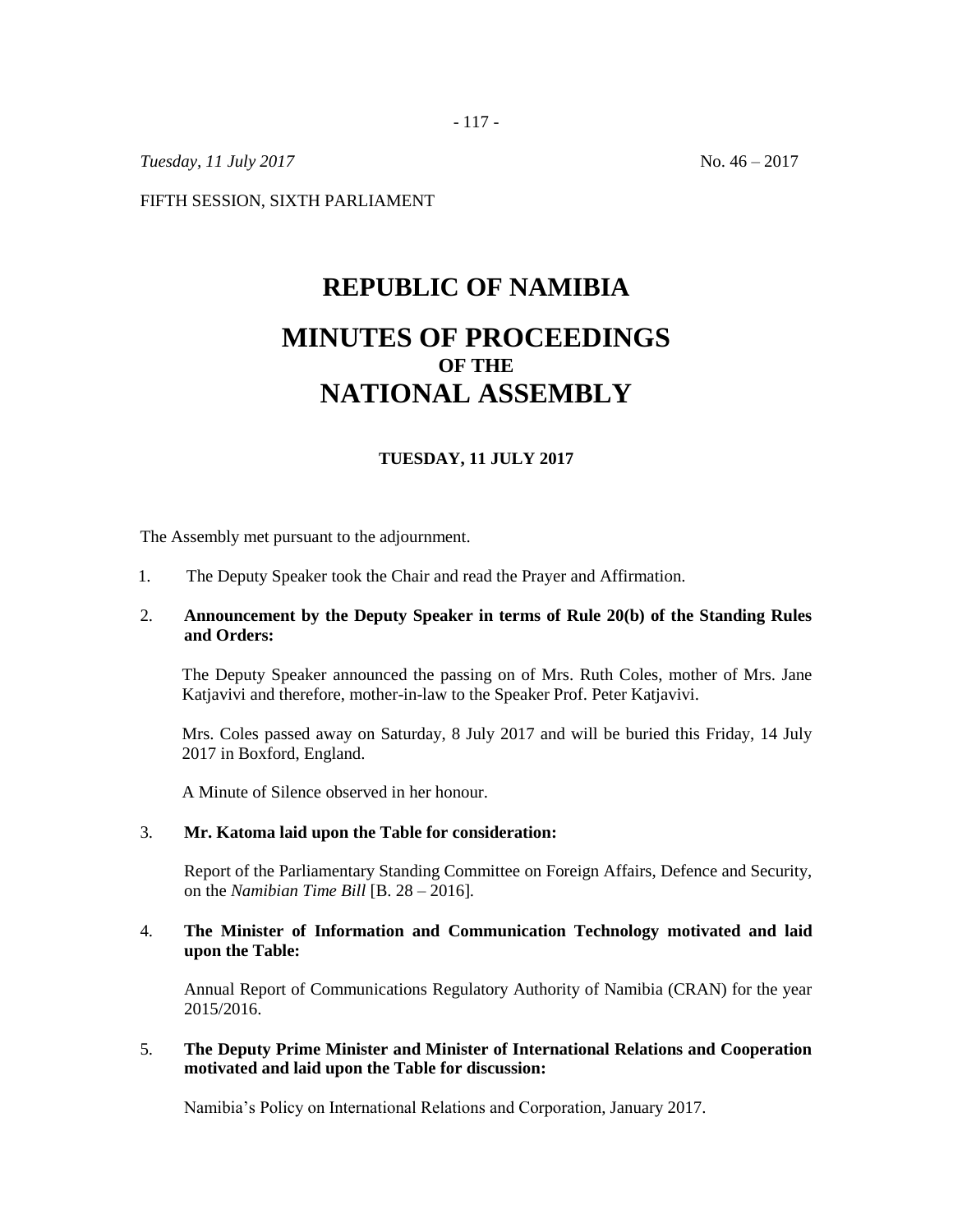*Tuesday, 11 July 2017* No. 46 – 2017

FIFTH SESSION, SIXTH PARLIAMENT

# REPUBLIC OF NAMIBIA

# MINUTES OF PROCEEDINGS
## OF THE
# NATIONAL ASSEMBLY

### TUESDAY, 11 JULY 2017

The Assembly met pursuant to the adjournment.

1. The Deputy Speaker took the Chair and read the Prayer and Affirmation.

2. **Announcement by the Deputy Speaker in terms of Rule 20(b) of the Standing Rules and Orders:**

   The Deputy Speaker announced the passing on of Mrs. Ruth Coles, mother of Mrs. Jane Katjavivi and therefore, mother-in-law to the Speaker Prof. Peter Katjavivi.

   Mrs. Coles passed away on Saturday, 8 July 2017 and will be buried this Friday, 14 July 2017 in Boxford, England.

   A Minute of Silence observed in her honour.

3. **Mr. Katoma laid upon the Table for consideration:**

   Report of the Parliamentary Standing Committee on Foreign Affairs, Defence and Security, on the *Namibian Time Bill* [B. 28 – 2016].

4. **The Minister of Information and Communication Technology motivated and laid upon the Table:**

   Annual Report of Communications Regulatory Authority of Namibia (CRAN) for the year 2015/2016.

5. **The Deputy Prime Minister and Minister of International Relations and Cooperation motivated and laid upon the Table for discussion:**

   Namibia's Policy on International Relations and Corporation, January 2017.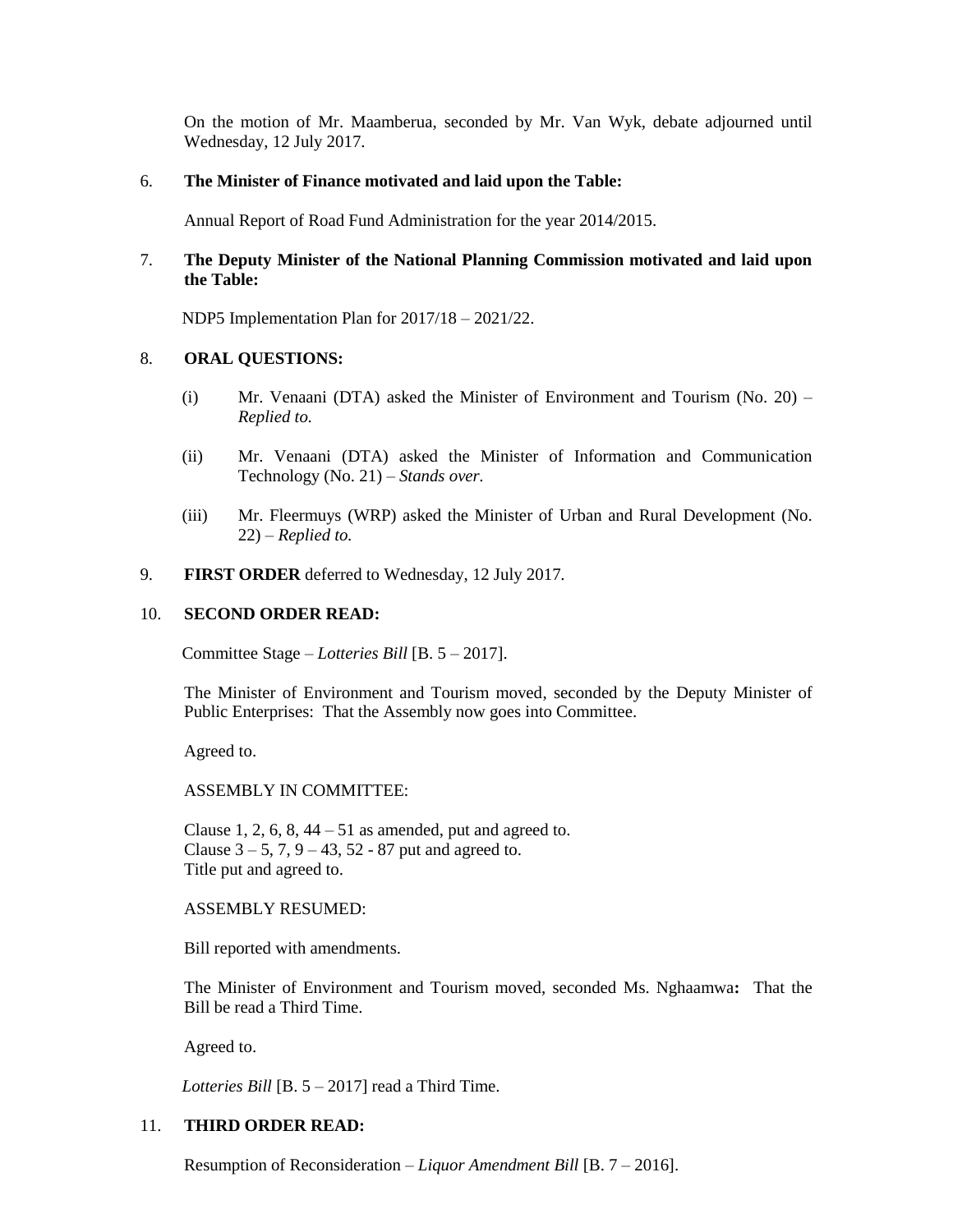On the motion of Mr. Maamberua, seconded by Mr. Van Wyk, debate adjourned until Wednesday, 12 July 2017.

6. **The Minister of Finance motivated and laid upon the Table:**

   Annual Report of Road Fund Administration for the year 2014/2015.

7. **The Deputy Minister of the National Planning Commission motivated and laid upon the Table:**

   NDP5 Implementation Plan for 2017/18 – 2021/22.

8. **ORAL QUESTIONS:**

   (i) Mr. Venaani (DTA) asked the Minister of Environment and Tourism (No. 20) – *Replied to.*

   (ii) Mr. Venaani (DTA) asked the Minister of Information and Communication Technology (No. 21) – *Stands over.*

   (iii) Mr. Fleermuys (WRP) asked the Minister of Urban and Rural Development (No. 22) – *Replied to.*

9. **FIRST ORDER** deferred to Wednesday, 12 July 2017.

10. **SECOND ORDER READ:**

    Committee Stage – *Lotteries Bill* [B. 5 – 2017].

    The Minister of Environment and Tourism moved, seconded by the Deputy Minister of Public Enterprises: That the Assembly now goes into Committee.

    Agreed to.

    ASSEMBLY IN COMMITTEE:

    Clause 1, 2, 6, 8, 44 – 51 as amended, put and agreed to.
    Clause 3 – 5, 7, 9 – 43, 52 - 87 put and agreed to.
    Title put and agreed to.

    ASSEMBLY RESUMED:

    Bill reported with amendments.

    The Minister of Environment and Tourism moved, seconded Ms. Nghaamwa**:** That the Bill be read a Third Time.

    Agreed to.

    *Lotteries Bill* [B. 5 – 2017] read a Third Time.

11. **THIRD ORDER READ:**

    Resumption of Reconsideration – *Liquor Amendment Bill* [B. 7 – 2016].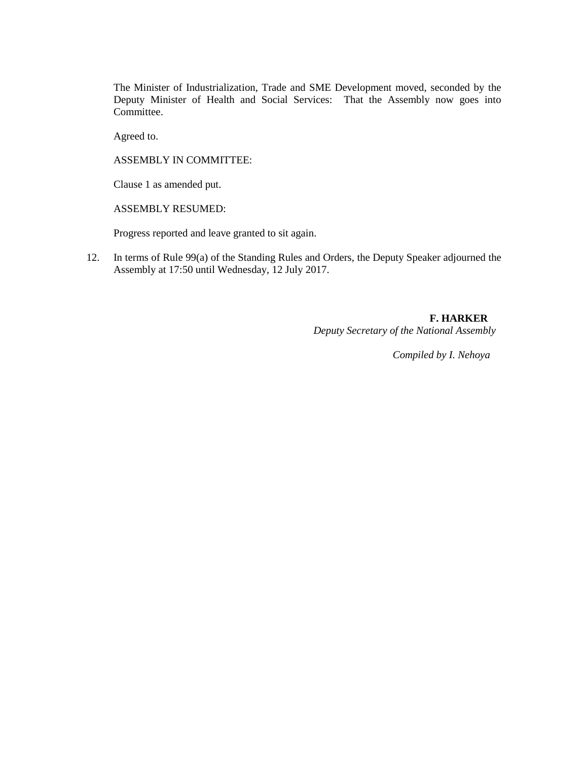The Minister of Industrialization, Trade and SME Development moved, seconded by the Deputy Minister of Health and Social Services: That the Assembly now goes into Committee.

Agreed to.

ASSEMBLY IN COMMITTEE:

Clause 1 as amended put.

ASSEMBLY RESUMED:

Progress reported and leave granted to sit again.

12. In terms of Rule 99(a) of the Standing Rules and Orders, the Deputy Speaker adjourned the Assembly at 17:50 until Wednesday, 12 July 2017.

**F. HARKER**
*Deputy Secretary of the National Assembly*

*Compiled by I. Nehoya*